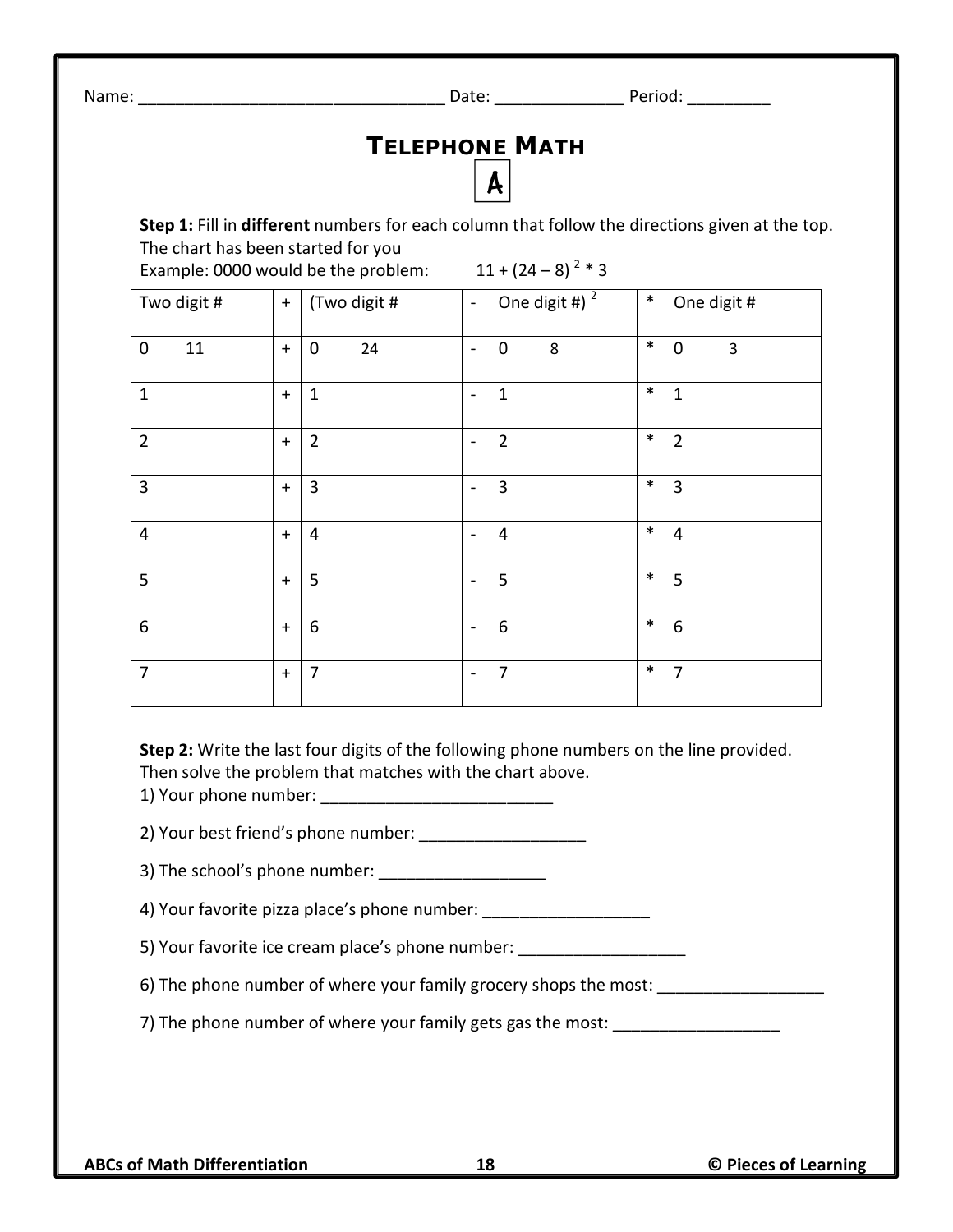Name: ________________________________ Date: _____________ Period: _________

# Telephone Math

**A**

**Step 1:** Fill in **different** numbers for each column that follow the directions given at the top. The chart has been started for you

Example: 0000 would be the problem: $11 + (24 - 8)^2 * 3$

| Two digit # | + | (Two digit # | - | One digit #)$^2$ | * | One digit # |
|---|---|---|---|---|---|---|
| 0 11 | + | 0 24 | - | 0 8 | * | 0 3 |
| 1 | + | 1 | - | 1 | * | 1 |
| 2 | + | 2 | - | 2 | * | 2 |
| 3 | + | 3 | - | 3 | * | 3 |
| 4 | + | 4 | - | 4 | * | 4 |
| 5 | + | 5 | - | 5 | * | 5 |
| 6 | + | 6 | - | 6 | * | 6 |
| 7 | + | 7 | - | 7 | * | 7 |

**Step 2:** Write the last four digits of the following phone numbers on the line provided. Then solve the problem that matches with the chart above.

1) Your phone number: ________________________

2) Your best friend's phone number: _________________

3) The school's phone number: _________________

4) Your favorite pizza place's phone number: _________________

5) Your favorite ice cream place's phone number: _________________

6) The phone number of where your family grocery shops the most: _________________

7) The phone number of where your family gets gas the most: _________________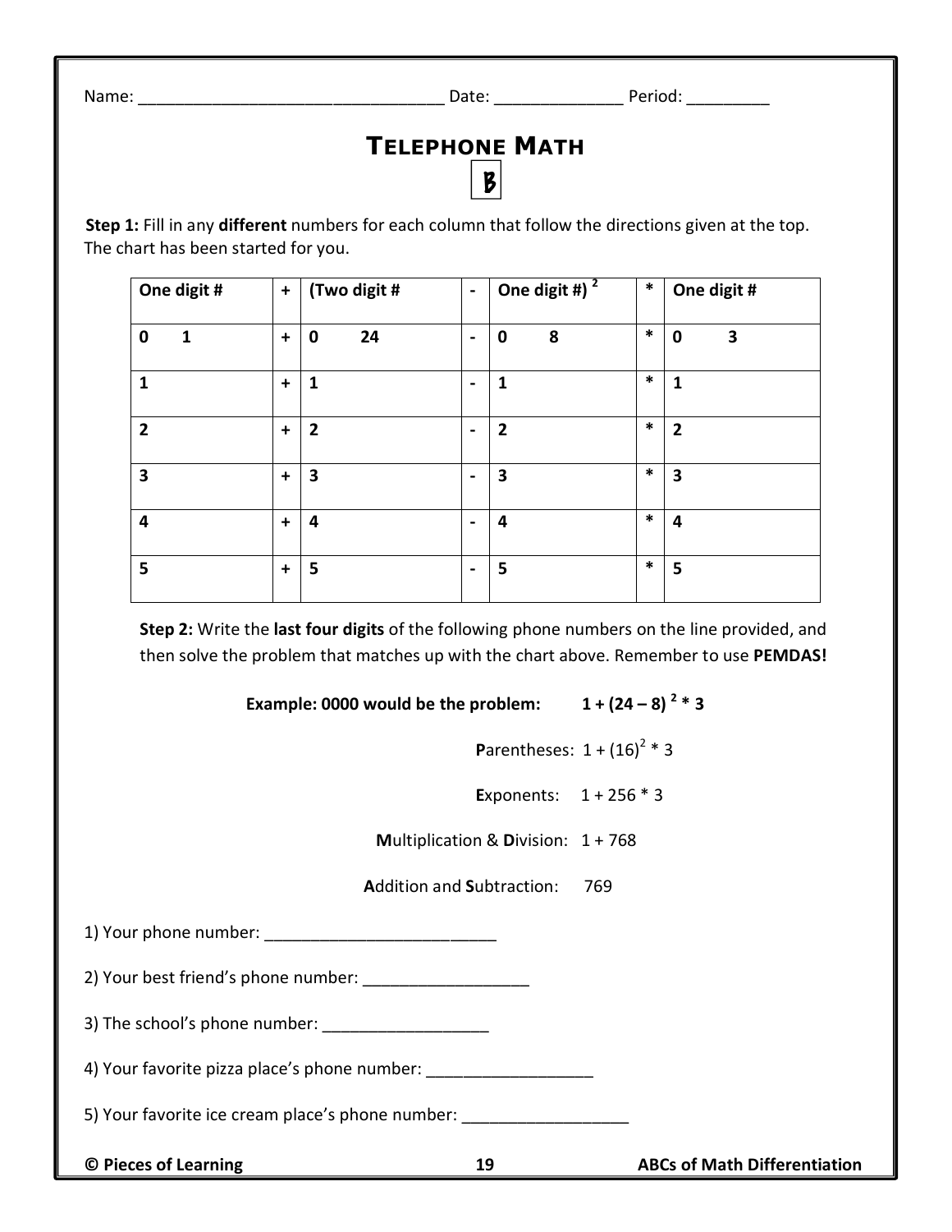Name: ________________________________ Date: _____________ Period: _________

# Telephone Math

**B**

**Step 1:** Fill in any **different** numbers for each column that follow the directions given at the top. The chart has been started for you.

| One digit # | + | (Two digit # | - | One digit #) $^2$ | * | One digit # |
|---|---|---|---|---|---|---|
| 0 1 | + | 0 24 | - | 0 8 | * | 0 3 |
| 1 | + | 1 | - | 1 | * | 1 |
| 2 | + | 2 | - | 2 | * | 2 |
| 3 | + | 3 | - | 3 | * | 3 |
| 4 | + | 4 | - | 4 | * | 4 |
| 5 | + | 5 | - | 5 | * | 5 |

**Step 2:** Write the **last four digits** of the following phone numbers on the line provided, and then solve the problem that matches up with the chart above. Remember to use **PEMDAS!**

**Example: 0000 would be the problem:** $1 + (24 - 8)^2 * 3$

**P**arentheses: $1 + (16)^2 * 3$

**E**xponents: $1 + 256 * 3$

**M**ultiplication & **D**ivision: $1 + 768$

**A**ddition and **S**ubtraction: $769$

1) Your phone number: _________________________

2) Your best friend's phone number: __________________

3) The school's phone number: __________________

4) Your favorite pizza place's phone number: __________________

5) Your favorite ice cream place's phone number: __________________

© Pieces of Learning ABCs of Math Differentiation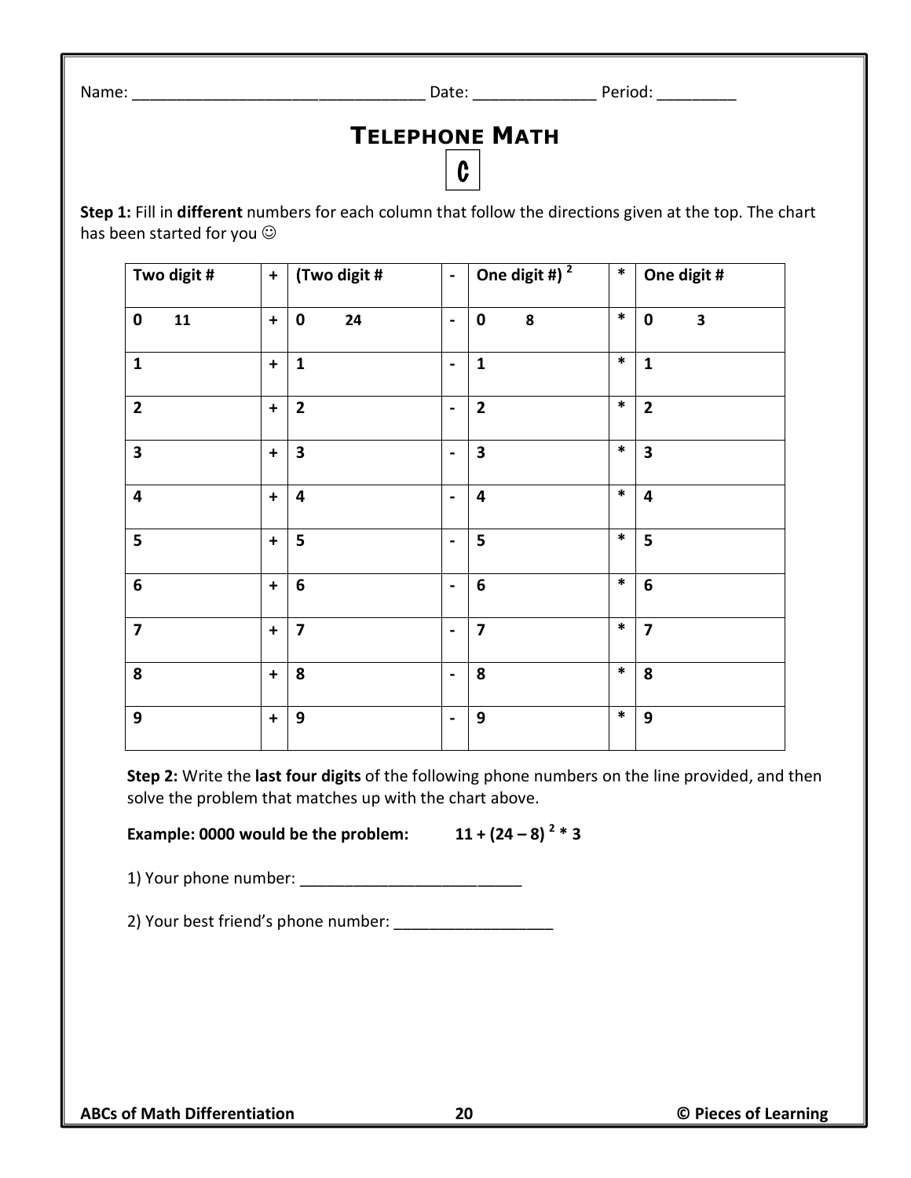Name: ________________________________ Date: ______________ Period: _________

# TELEPHONE MATH

C

**Step 1:** Fill in **different** numbers for each column that follow the directions given at the top. The chart has been started for you ☺

| Two digit # | + | (Two digit # | - | One digit #) $^2$ | * | One digit # |
|---|---|---|---|---|---|---|
| 0 11 | + | 0 24 | - | 0 8 | * | 0 3 |
| 1 | + | 1 | - | 1 | * | 1 |
| 2 | + | 2 | - | 2 | * | 2 |
| 3 | + | 3 | - | 3 | * | 3 |
| 4 | + | 4 | - | 4 | * | 4 |
| 5 | + | 5 | - | 5 | * | 5 |
| 6 | + | 6 | - | 6 | * | 6 |
| 7 | + | 7 | - | 7 | * | 7 |
| 8 | + | 8 | - | 8 | * | 8 |
| 9 | + | 9 | - | 9 | * | 9 |

**Step 2:** Write the **last four digits** of the following phone numbers on the line provided, and then solve the problem that matches up with the chart above.

**Example: 0000 would be the problem:** $11 + (24 - 8)^2 * 3$

1) Your phone number: _________________________

2) Your best friend's phone number: __________________